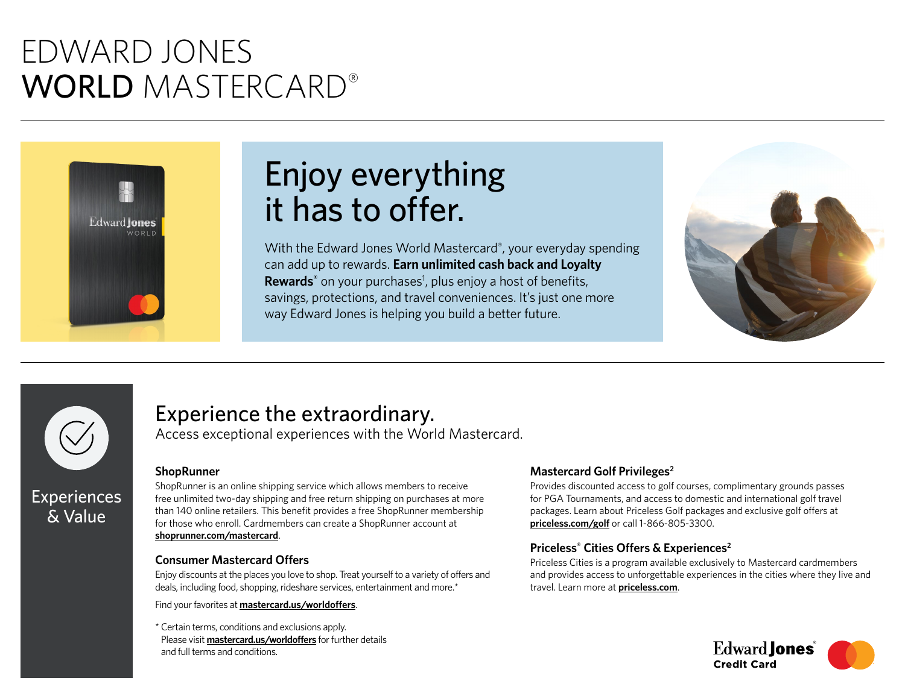# EDWARD JONES WORLD MASTERCARD®

## Enjoy everything it has to offer.

With the Edward Jones World Mastercard®, your everyday spending can add up to rewards. **Earn unlimited cash back and Loyalty Rewards®** on your purchases[1], plus enjoy a host of benefits, savings, protections, and travel conveniences. It's just one more way Edward Jones is helping you build a better future.

---

**Experiences & Value**

## Experience the extraordinary.

Access exceptional experiences with the World Mastercard.

### ShopRunner

ShopRunner is an online shipping service which allows members to receive free unlimited two-day shipping and free return shipping on purchases at more than 140 online retailers. This benefit provides a free ShopRunner membership for those who enroll. Cardmembers can create a ShopRunner account at **shoprunner.com/mastercard**.

### Consumer Mastercard Offers

Enjoy discounts at the places you love to shop. Treat yourself to a variety of offers and deals, including food, shopping, rideshare services, entertainment and more.*

Find your favorites at **mastercard.us/worldoffers**.

\* Certain terms, conditions and exclusions apply. Please visit **mastercard.us/worldoffers** for further details and full terms and conditions.

### Mastercard Golf Privileges[2]

Provides discounted access to golf courses, complimentary grounds passes for PGA Tournaments, and access to domestic and international golf travel packages. Learn about Priceless Golf packages and exclusive golf offers at **priceless.com/golf** or call 1-866-805-3300.

### Priceless® Cities Offers & Experiences[2]

Priceless Cities is a program available exclusively to Mastercard cardmembers and provides access to unforgettable experiences in the cities where they live and travel. Learn more at **priceless.com**.

Edward Jones® Credit Card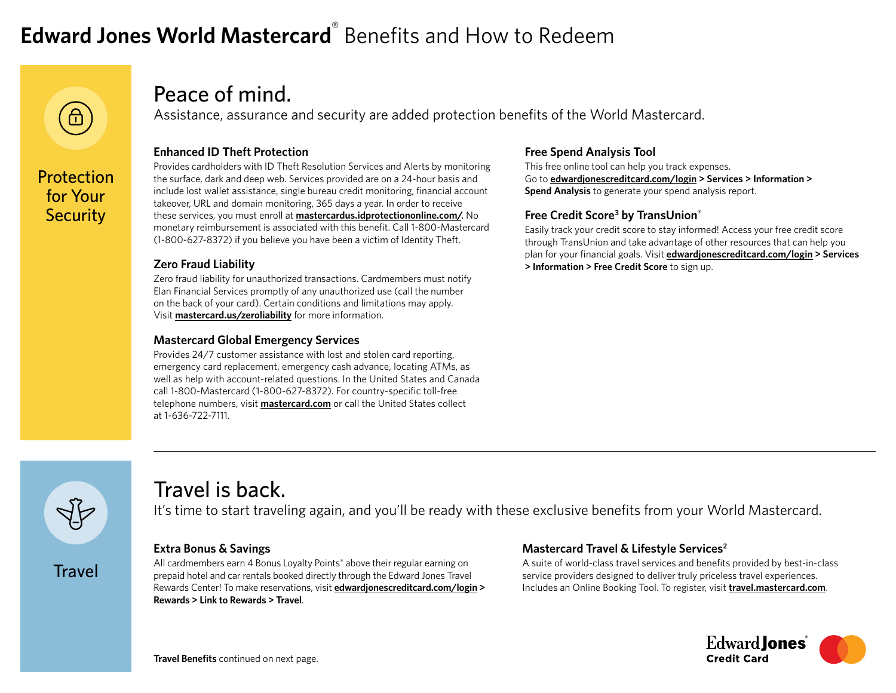# **Edward Jones World Mastercard**® Benefits and How to Redeem

## Protection for Your Security

## Peace of mind.

Assistance, assurance and security are added protection benefits of the World Mastercard.

### Enhanced ID Theft Protection

Provides cardholders with ID Theft Resolution Services and Alerts by monitoring the surface, dark and deep web. Services provided are on a 24-hour basis and include lost wallet assistance, single bureau credit monitoring, financial account takeover, URL and domain monitoring, 365 days a year. In order to receive these services, you must enroll at **mastercardus.idprotectiononline.com/**. No monetary reimbursement is associated with this benefit. Call 1-800-Mastercard (1-800-627-8372) if you believe you have been a victim of Identity Theft.

### Zero Fraud Liability

Zero fraud liability for unauthorized transactions. Cardmembers must notify Elan Financial Services promptly of any unauthorized use (call the number on the back of your card). Certain conditions and limitations may apply. Visit **mastercard.us/zeroliability** for more information.

### Mastercard Global Emergency Services

Provides 24/7 customer assistance with lost and stolen card reporting, emergency card replacement, emergency cash advance, locating ATMs, as well as help with account-related questions. In the United States and Canada call 1-800-Mastercard (1-800-627-8372). For country-specific toll-free telephone numbers, visit **mastercard.com** or call the United States collect at 1-636-722-7111.

### Free Spend Analysis Tool

This free online tool can help you track expenses. Go to **edwardjonescreditcard.com/login > Services > Information > Spend Analysis** to generate your spend analysis report.

### Free Credit Score[3] by TransUnion®

Easily track your credit score to stay informed! Access your free credit score through TransUnion and take advantage of other resources that can help you plan for your financial goals. Visit **edwardjonescreditcard.com/login > Services > Information > Free Credit Score** to sign up.

## Travel

## Travel is back.

It's time to start traveling again, and you'll be ready with these exclusive benefits from your World Mastercard.

### Extra Bonus & Savings

All cardmembers earn 4 Bonus Loyalty Points® above their regular earning on prepaid hotel and car rentals booked directly through the Edward Jones Travel Rewards Center! To make reservations, visit **edwardjonescreditcard.com/login > Rewards > Link to Rewards > Travel**.

### Mastercard Travel & Lifestyle Services[2]

A suite of world-class travel services and benefits provided by best-in-class service providers designed to deliver truly priceless travel experiences. Includes an Online Booking Tool. To register, visit **travel.mastercard.com**.

**Travel Benefits** continued on next page.

Edward Jones® Credit Card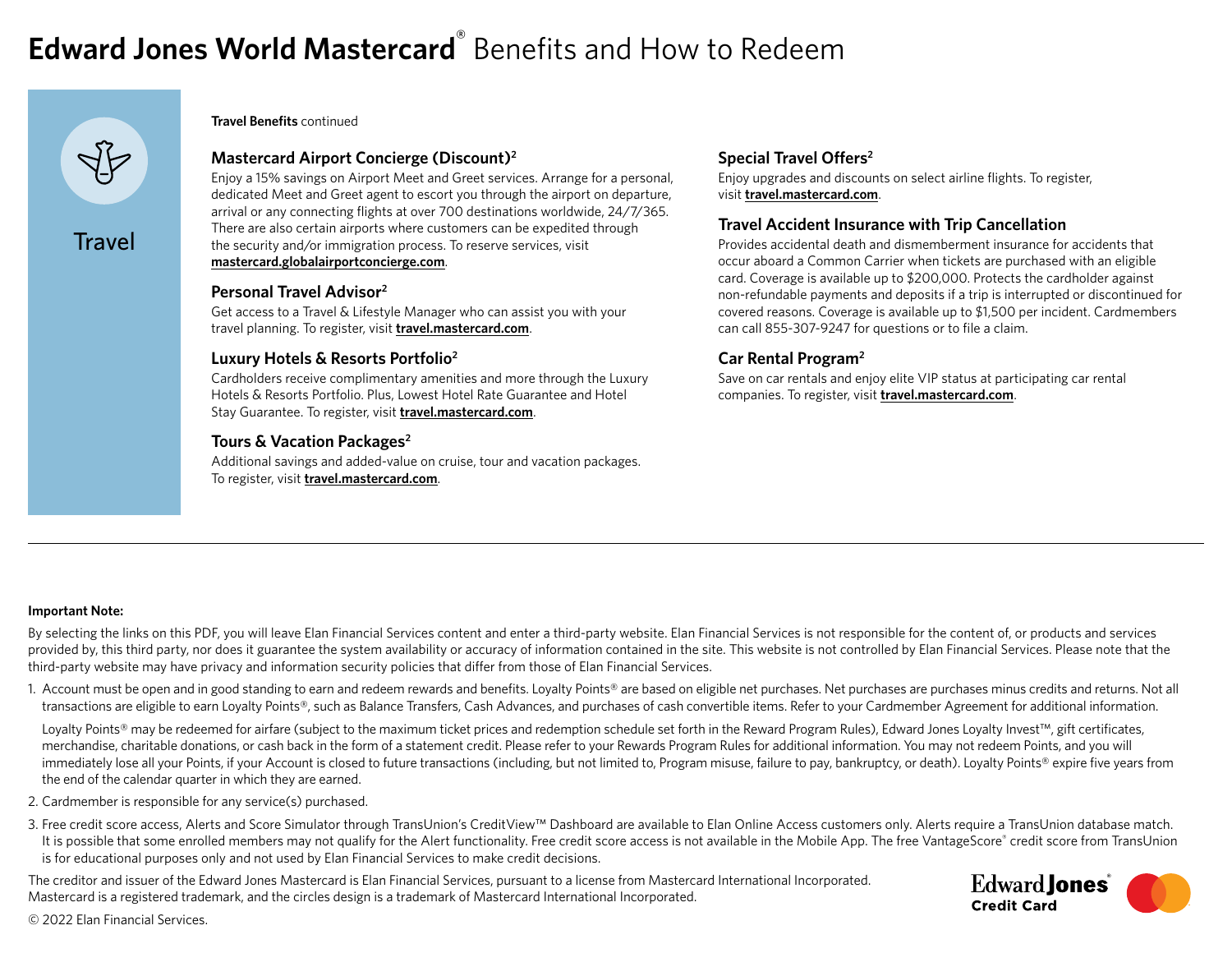# **Edward Jones World Mastercard®** Benefits and How to Redeem

Travel

**Travel Benefits** continued

### Mastercard Airport Concierge (Discount)[2]

Enjoy a 15% savings on Airport Meet and Greet services. Arrange for a personal, dedicated Meet and Greet agent to escort you through the airport on departure, arrival or any connecting flights at over 700 destinations worldwide, 24/7/365. There are also certain airports where customers can be expedited through the security and/or immigration process. To reserve services, visit **mastercard.globalairportconcierge.com**.

### Personal Travel Advisor[2]

Get access to a Travel & Lifestyle Manager who can assist you with your travel planning. To register, visit **travel.mastercard.com**.

### Luxury Hotels & Resorts Portfolio[2]

Cardholders receive complimentary amenities and more through the Luxury Hotels & Resorts Portfolio. Plus, Lowest Hotel Rate Guarantee and Hotel Stay Guarantee. To register, visit **travel.mastercard.com**.

### Tours & Vacation Packages[2]

Additional savings and added-value on cruise, tour and vacation packages. To register, visit **travel.mastercard.com**.

### Special Travel Offers[2]

Enjoy upgrades and discounts on select airline flights. To register, visit **travel.mastercard.com**.

### Travel Accident Insurance with Trip Cancellation

Provides accidental death and dismemberment insurance for accidents that occur aboard a Common Carrier when tickets are purchased with an eligible card. Coverage is available up to $200,000. Protects the cardholder against non-refundable payments and deposits if a trip is interrupted or discontinued for covered reasons. Coverage is available up to $1,500 per incident. Cardmembers can call 855-307-9247 for questions or to file a claim.

### Car Rental Program[2]

Save on car rentals and enjoy elite VIP status at participating car rental companies. To register, visit **travel.mastercard.com**.

---

**Important Note:**

By selecting the links on this PDF, you will leave Elan Financial Services content and enter a third-party website. Elan Financial Services is not responsible for the content of, or products and services provided by, this third party, nor does it guarantee the system availability or accuracy of information contained in the site. This website is not controlled by Elan Financial Services. Please note that the third-party website may have privacy and information security policies that differ from those of Elan Financial Services.

1. Account must be open and in good standing to earn and redeem rewards and benefits. Loyalty Points® are based on eligible net purchases. Net purchases are purchases minus credits and returns. Not all transactions are eligible to earn Loyalty Points®, such as Balance Transfers, Cash Advances, and purchases of cash convertible items. Refer to your Cardmember Agreement for additional information.

   Loyalty Points® may be redeemed for airfare (subject to the maximum ticket prices and redemption schedule set forth in the Reward Program Rules), Edward Jones Loyalty Invest™, gift certificates, merchandise, charitable donations, or cash back in the form of a statement credit. Please refer to your Rewards Program Rules for additional information. You may not redeem Points, and you will immediately lose all your Points, if your Account is closed to future transactions (including, but not limited to, Program misuse, failure to pay, bankruptcy, or death). Loyalty Points® expire five years from the end of the calendar quarter in which they are earned.

2. Cardmember is responsible for any service(s) purchased.

3. Free credit score access, Alerts and Score Simulator through TransUnion's CreditView™ Dashboard are available to Elan Online Access customers only. Alerts require a TransUnion database match. It is possible that some enrolled members may not qualify for the Alert functionality. Free credit score access is not available in the Mobile App. The free VantageScore® credit score from TransUnion is for educational purposes only and not used by Elan Financial Services to make credit decisions.

The creditor and issuer of the Edward Jones Mastercard is Elan Financial Services, pursuant to a license from Mastercard International Incorporated. Mastercard is a registered trademark, and the circles design is a trademark of Mastercard International Incorporated.

© 2022 Elan Financial Services.

Edward Jones® Credit Card